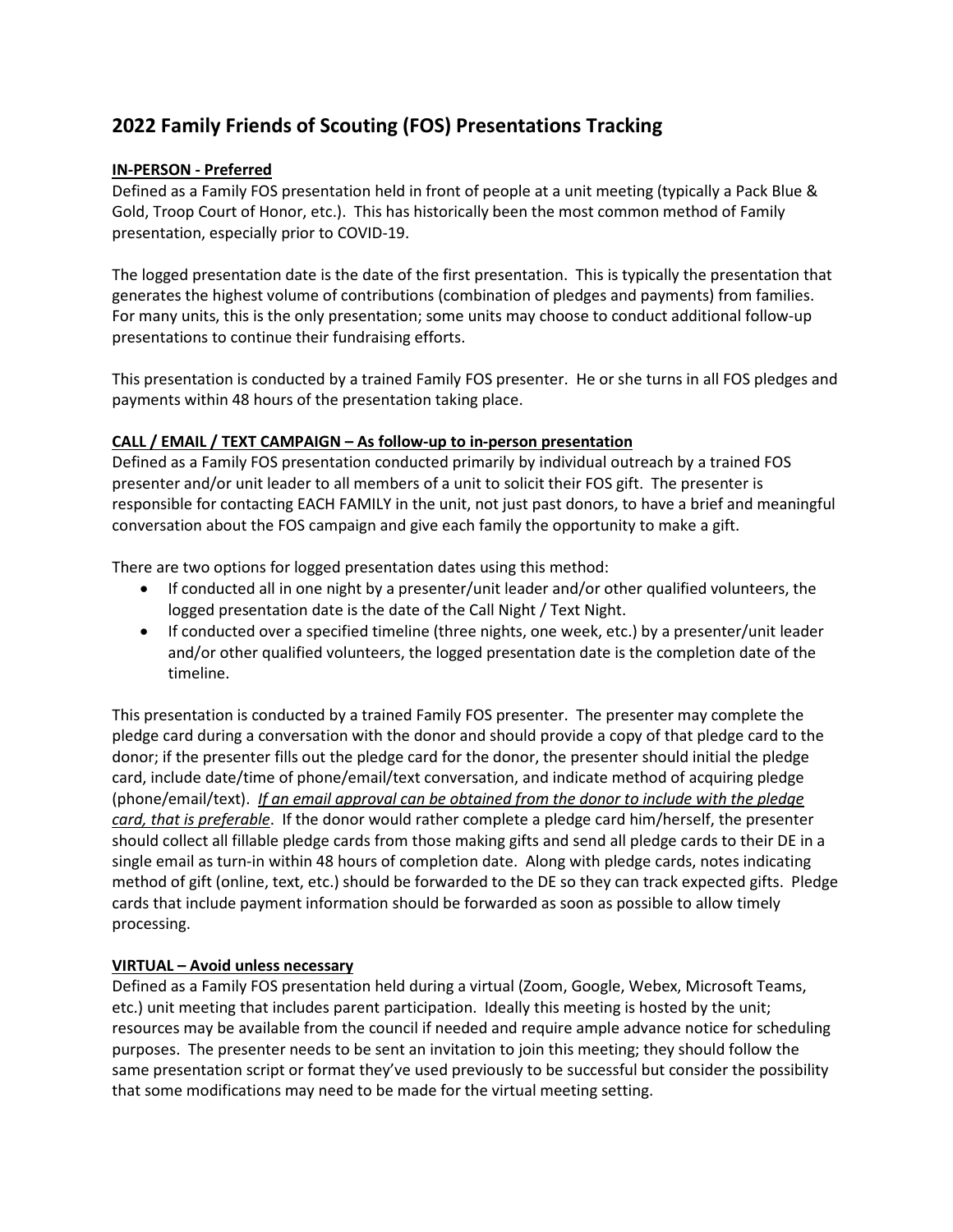# 2022 Family Friends of Scouting (FOS) Presentations Tracking

**IN-PERSON - Preferred**

Defined as a Family FOS presentation held in front of people at a unit meeting (typically a Pack Blue & Gold, Troop Court of Honor, etc.). This has historically been the most common method of Family presentation, especially prior to COVID-19.

The logged presentation date is the date of the first presentation. This is typically the presentation that generates the highest volume of contributions (combination of pledges and payments) from families. For many units, this is the only presentation; some units may choose to conduct additional follow-up presentations to continue their fundraising efforts.

This presentation is conducted by a trained Family FOS presenter. He or she turns in all FOS pledges and payments within 48 hours of the presentation taking place.

**CALL / EMAIL / TEXT CAMPAIGN – As follow-up to in-person presentation**

Defined as a Family FOS presentation conducted primarily by individual outreach by a trained FOS presenter and/or unit leader to all members of a unit to solicit their FOS gift. The presenter is responsible for contacting EACH FAMILY in the unit, not just past donors, to have a brief and meaningful conversation about the FOS campaign and give each family the opportunity to make a gift.

There are two options for logged presentation dates using this method:

- If conducted all in one night by a presenter/unit leader and/or other qualified volunteers, the logged presentation date is the date of the Call Night / Text Night.
- If conducted over a specified timeline (three nights, one week, etc.) by a presenter/unit leader and/or other qualified volunteers, the logged presentation date is the completion date of the timeline.

This presentation is conducted by a trained Family FOS presenter. The presenter may complete the pledge card during a conversation with the donor and should provide a copy of that pledge card to the donor; if the presenter fills out the pledge card for the donor, the presenter should initial the pledge card, include date/time of phone/email/text conversation, and indicate method of acquiring pledge (phone/email/text). *If an email approval can be obtained from the donor to include with the pledge card, that is preferable*. If the donor would rather complete a pledge card him/herself, the presenter should collect all fillable pledge cards from those making gifts and send all pledge cards to their DE in a single email as turn-in within 48 hours of completion date. Along with pledge cards, notes indicating method of gift (online, text, etc.) should be forwarded to the DE so they can track expected gifts. Pledge cards that include payment information should be forwarded as soon as possible to allow timely processing.

**VIRTUAL – Avoid unless necessary**

Defined as a Family FOS presentation held during a virtual (Zoom, Google, Webex, Microsoft Teams, etc.) unit meeting that includes parent participation. Ideally this meeting is hosted by the unit; resources may be available from the council if needed and require ample advance notice for scheduling purposes. The presenter needs to be sent an invitation to join this meeting; they should follow the same presentation script or format they've used previously to be successful but consider the possibility that some modifications may need to be made for the virtual meeting setting.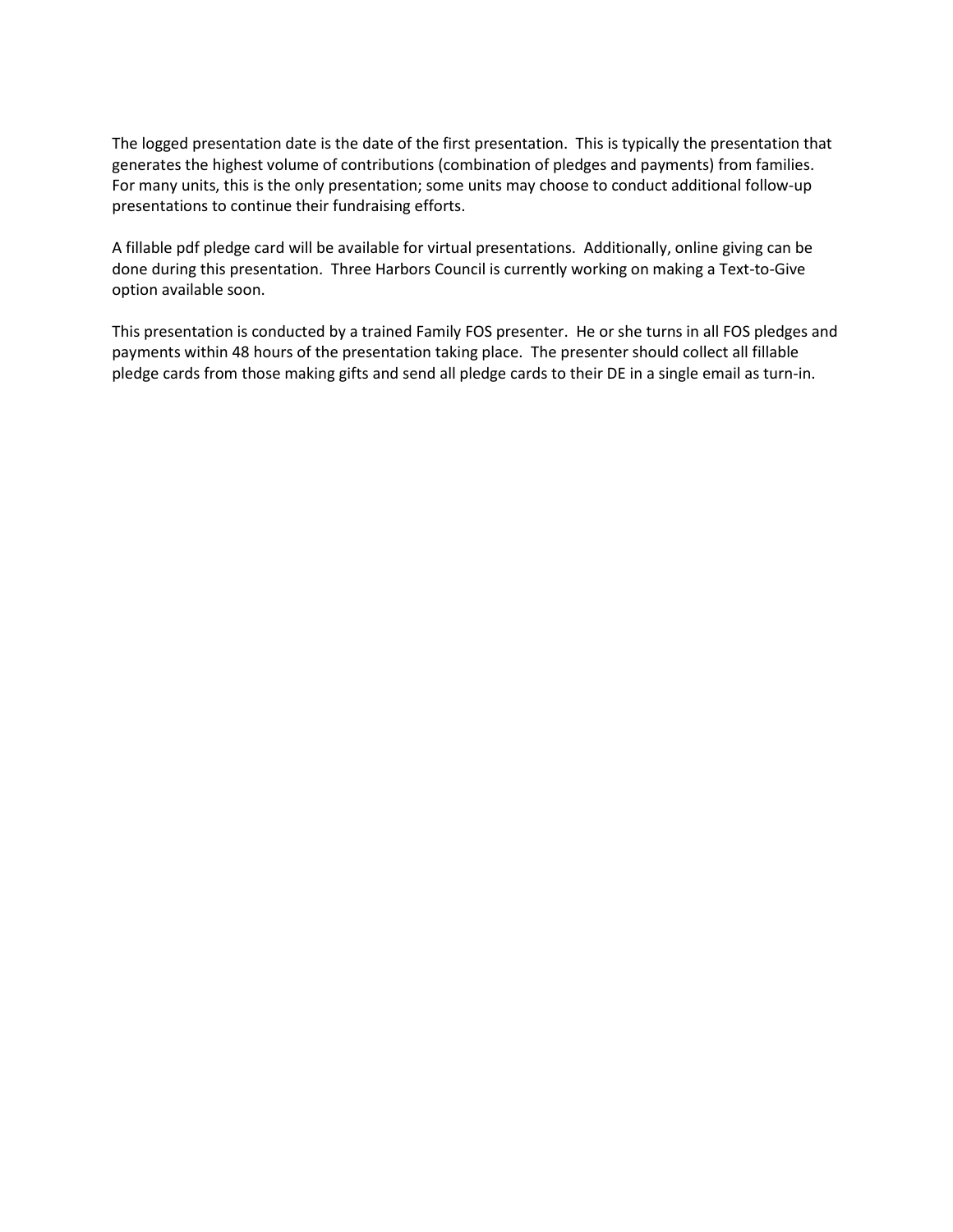The logged presentation date is the date of the first presentation. This is typically the presentation that generates the highest volume of contributions (combination of pledges and payments) from families. For many units, this is the only presentation; some units may choose to conduct additional follow-up presentations to continue their fundraising efforts.

A fillable pdf pledge card will be available for virtual presentations. Additionally, online giving can be done during this presentation. Three Harbors Council is currently working on making a Text-to-Give option available soon.

This presentation is conducted by a trained Family FOS presenter. He or she turns in all FOS pledges and payments within 48 hours of the presentation taking place. The presenter should collect all fillable pledge cards from those making gifts and send all pledge cards to their DE in a single email as turn-in.